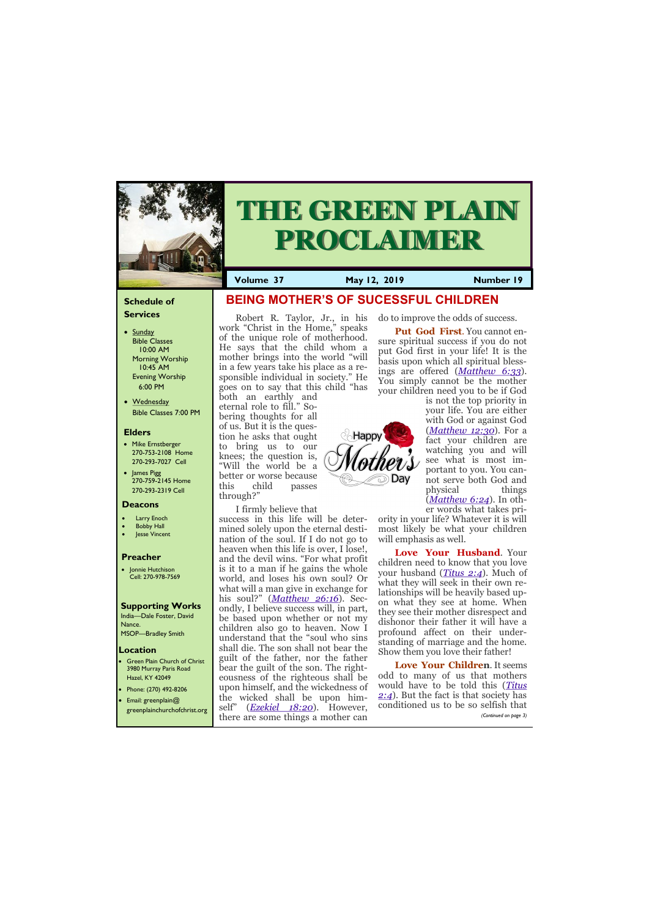# THE GREEN PLAIN PROCLAIMER

**Volume 37** | **May 12, 2019** | **Number 19**

## Schedule of Services

- Sunday
  Bible Classes 10:00 AM
  Morning Worship 10:45 AM
  Evening Worship 6:00 PM
- Wednesday
  Bible Classes 7:00 PM

## Elders

- Mike Ernstberger
  270-753-2108 Home
  270-293-7027 Cell
- James Pigg
  270-759-2145 Home
  270-293-2319 Cell

## Deacons

- Larry Enoch
- Bobby Hall
- Jesse Vincent

## Preacher

- Jonnie Hutchison
  Cell: 270-978-7569

## Supporting Works

India—Dale Foster, David Nance.
MSOP—Bradley Smith

## Location

- Green Plain Church of Christ
  3980 Murray Paris Road
  Hazel, KY 42049
- Phone: (270) 492-8206
- Email: greenplain@greenplainchurchofchrist.org

# BEING MOTHER'S OF SUCESSFUL CHILDREN

Robert R. Taylor, Jr., in his work "Christ in the Home," speaks of the unique role of motherhood. He says that the child whom a mother brings into the world "will in a few years take his place as a responsible individual in society." He goes on to say that this child "has both an earthly and eternal role to fill." Sobering thoughts for all of us. But it is the question he asks that ought to bring us to our knees; the question is, "Will the world be a better or worse because this child passes through?"

I firmly believe that success in this life will be determined solely upon the eternal destination of the soul. If I do not go to heaven when this life is over, I lose!, and the devil wins. "For what profit is it to a man if he gains the whole world, and loses his own soul? Or what will a man give in exchange for his soul?" (*Matthew 26:16*). Secondly, I believe success will, in part, be based upon whether or not my children also go to heaven. Now I understand that the "soul who sins shall die. The son shall not bear the guilt of the father, nor the father bear the guilt of the son. The righteousness of the righteous shall be upon himself, and the wickedness of the wicked shall be upon himself" (*Ezekiel 18:20*). However, there are some things a mother can do to improve the odds of success.

**Put God First**. You cannot ensure spiritual success if you do not put God first in your life! It is the basis upon which all spiritual blessings are offered (*Matthew 6:33*). You simply cannot be the mother your children need you to be if God is not the top priority in your life. You are either with God or against God (*Matthew 12:30*). For a fact your children are watching you and will see what is most important to you. You cannot serve both God and physical things (*Matthew 6:24*). In other words what takes priority in your life? Whatever it is will most likely be what your children will emphasis as well.

**Love Your Husband**. Your children need to know that you love your husband (*Titus 2:4*). Much of what they will seek in their own relationships will be heavily based upon what they see at home. When they see their mother disrespect and dishonor their father it will have a profound affect on their understanding of marriage and the home. Show them you love their father!

**Love Your Children**. It seems odd to many of us that mothers would have to be told this (*Titus 2:4*). But the fact is that society has conditioned us to be so selfish that

*(Continued on page 3)*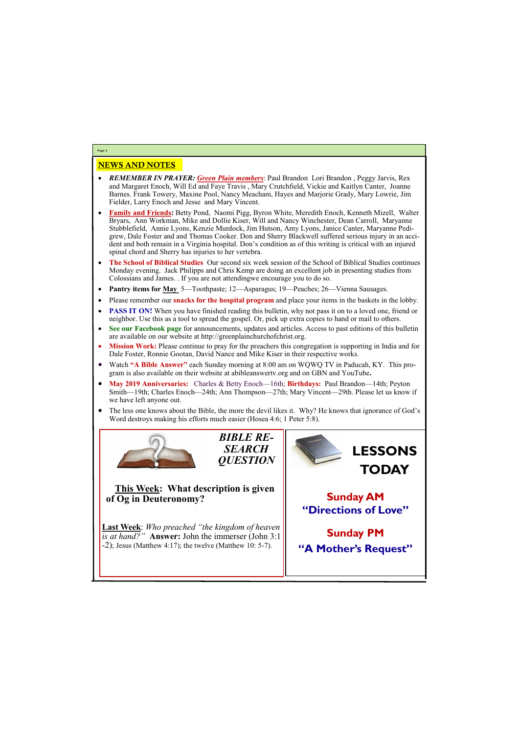## NEWS AND NOTES

- ***REMEMBER IN PRAYER:*** ***Green Plain members***: Paul Brandon Lori Brandon , Peggy Jarvis, Rex and Margaret Enoch, Will Ed and Faye Travis , Mary Crutchfield, Vickie and Kaitlyn Canter, Joanne Barnes. Frank Towery, Maxine Pool, Nancy Meacham, Hayes and Marjorie Grady, Mary Lowrie, Jim Fielder, Larry Enoch and Jesse and Mary Vincent.
- **Family and Friends:** Betty Pond, Naomi Pigg, Byron White, Meredith Enoch, Kenneth Mizell, Walter Bryars, Ann Workman, Mike and Dollie Kiser, Will and Nancy Winchester, Dean Carroll, Maryanne Stubblefield, Annie Lyons, Kenzie Murdock, Jim Hutson, Amy Lyons, Janice Canter, Maryanne Pedigrew, Dale Foster and and Thomas Cooker. Don and Sherry Blackwell suffered serious injury in an accident and both remain in a Virginia hospital. Don's condition as of this writing is critical with an injured spinal chord and Sherry has injuries to her vertebra.
- **The School of Biblical Studies** Our second six week session of the School of Biblical Studies continues Monday evening. Jack Philipps and Chris Kemp are doing an excellent job in presenting studies from Colossians and James. . If you are not attendingwe encourage you to do so.
- **Pantry items for May** 5—Toothpaste; 12—Asparagus; 19—Peaches; 26—Vienna Sausages.
- Please remember our **snacks for the hospital program** and place your items in the baskets in the lobby.
- **PASS IT ON!** When you have finished reading this bulletin, why not pass it on to a loved one, friend or neighbor. Use this as a tool to spread the gospel. Or, pick up extra copies to hand or mail to others.
- **See our Facebook page** for announcements, updates and articles. Access to past editions of this bulletin are available on our website at http://greenplainchurchofchrist.org.
- **Mission Work:** Please continue to pray for the preachers this congregation is supporting in India and for Dale Foster, Ronnie Gootan, David Nance and Mike Kiser in their respective works.
- Watch **"A Bible Answer"** each Sunday morning at 8:00 am on WQWQ TV in Paducah, KY. This program is also available on their website at abibleanswertv.org and on GBN and YouTube**.**
- **May 2019 Anniversaries:** Charles & Betty Enoch—16th; **Birthdays:** Paul Brandon—14th; Peyton Smith—19th; Charles Enoch—24th; Ann Thompson—27th; Mary Vincent—29th. Please let us know if we have left anyone out.
- The less one knows about the Bible, the more the devil likes it. Why? He knows that ignorance of God's Word destroys making his efforts much easier (Hosea 4:6; 1 Peter 5:8).

### *BIBLE RESEARCH QUESTION*

**This Week: What description is given of Og in Deuteronomy?**

**Last Week**: *Who preached "the kingdom of heaven is at hand?"* **Answer:** John the immerser (John 3:1-2); Jesus (Matthew 4:17); the twelve (Matthew 10: 5-7).

### LESSONS TODAY

**Sunday AM**
**"Directions of Love"**

**Sunday PM**
**"A Mother's Request"**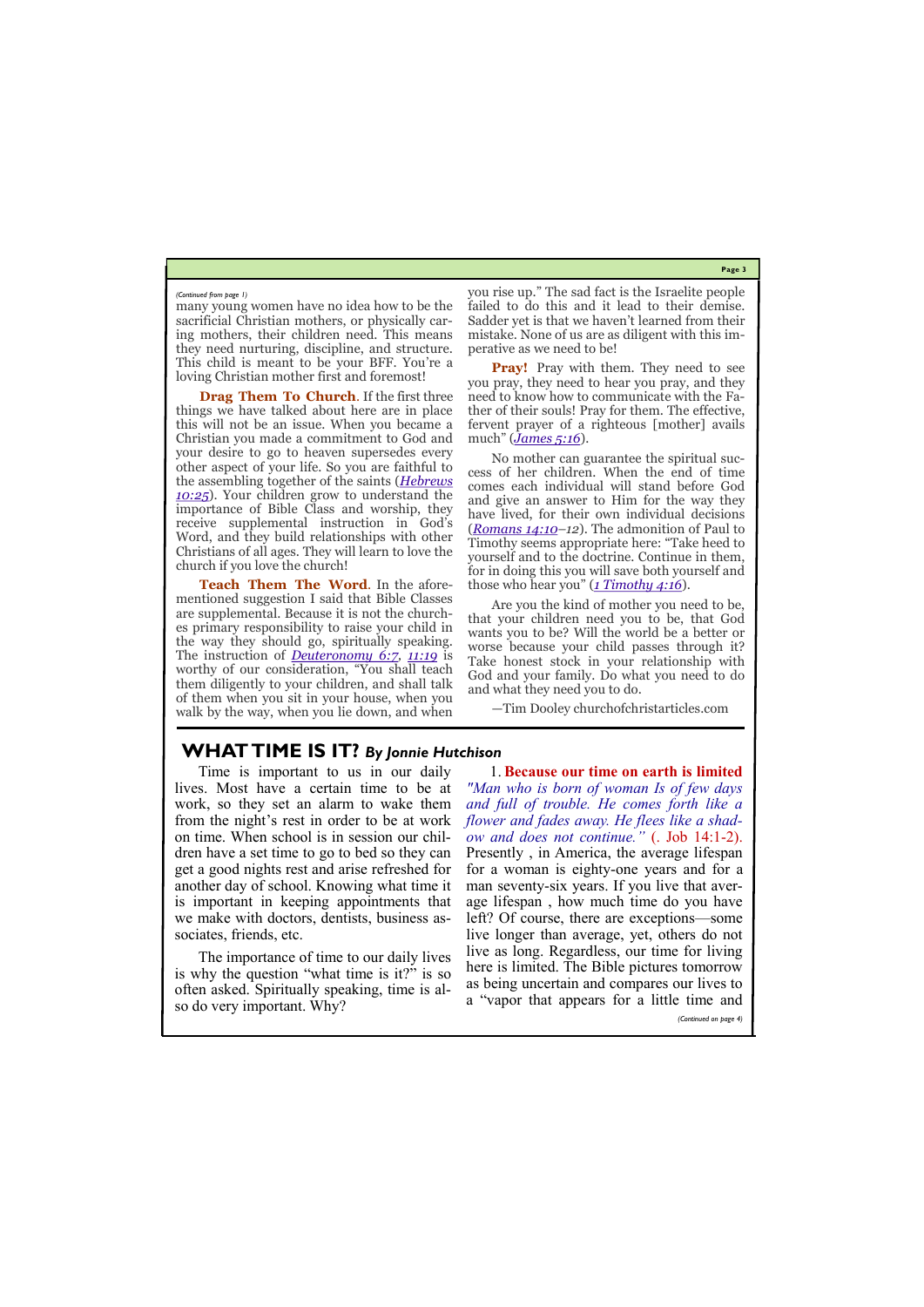*(Continued from page 1)*

many young women have no idea how to be the sacrificial Christian mothers, or physically caring mothers, their children need. This means they need nurturing, discipline, and structure. This child is meant to be your BFF. You're a loving Christian mother first and foremost!

**Drag Them To Church**. If the first three things we have talked about here are in place this will not be an issue. When you became a Christian you made a commitment to God and your desire to go to heaven supersedes every other aspect of your life. So you are faithful to the assembling together of the saints (*Hebrews 10:25*). Your children grow to understand the importance of Bible Class and worship, they receive supplemental instruction in God's Word, and they build relationships with other Christians of all ages. They will learn to love the church if you love the church!

**Teach Them The Word**. In the aforementioned suggestion I said that Bible Classes are supplemental. Because it is not the churches primary responsibility to raise your child in the way they should go, spiritually speaking. The instruction of *Deuteronomy 6:7*, *11:19* is worthy of our consideration, "You shall teach them diligently to your children, and shall talk of them when you sit in your house, when you walk by the way, when you lie down, and when you rise up." The sad fact is the Israelite people failed to do this and it lead to their demise. Sadder yet is that we haven't learned from their mistake. None of us are as diligent with this imperative as we need to be!

**Pray!** Pray with them. They need to see you pray, they need to hear you pray, and they need to know how to communicate with the Father of their souls! Pray for them. The effective, fervent prayer of a righteous [mother] avails much" (*James 5:16*).

No mother can guarantee the spiritual success of her children. When the end of time comes each individual will stand before God and give an answer to Him for the way they have lived, for their own individual decisions (*Romans 14:10*–*12*). The admonition of Paul to Timothy seems appropriate here: "Take heed to yourself and to the doctrine. Continue in them, for in doing this you will save both yourself and those who hear you" (*1 Timothy 4:16*).

Are you the kind of mother you need to be, that your children need you to be, that God wants you to be? Will the world be a better or worse because your child passes through it? Take honest stock in your relationship with God and your family. Do what you need to do and what they need you to do.

—Tim Dooley churchofchristarticles.com

## WHAT TIME IS IT? *By Jonnie Hutchison*

Time is important to us in our daily lives. Most have a certain time to be at work, so they set an alarm to wake them from the night's rest in order to be at work on time. When school is in session our children have a set time to go to bed so they can get a good nights rest and arise refreshed for another day of school. Knowing what time it is important in keeping appointments that we make with doctors, dentists, business associates, friends, etc.

The importance of time to our daily lives is why the question "what time is it?" is so often asked. Spiritually speaking, time is also do very important. Why?

1. **Because our time on earth is limited** *"Man who is born of woman Is of few days and full of trouble. He comes forth like a flower and fades away. He flees like a shadow and does not continue."* (. Job 14:1-2). Presently , in America, the average lifespan for a woman is eighty-one years and for a man seventy-six years. If you live that average lifespan , how much time do you have left? Of course, there are exceptions—some live longer than average, yet, others do not live as long. Regardless, our time for living here is limited. The Bible pictures tomorrow as being uncertain and compares our lives to a "vapor that appears for a little time and

*(Continued on page 4)*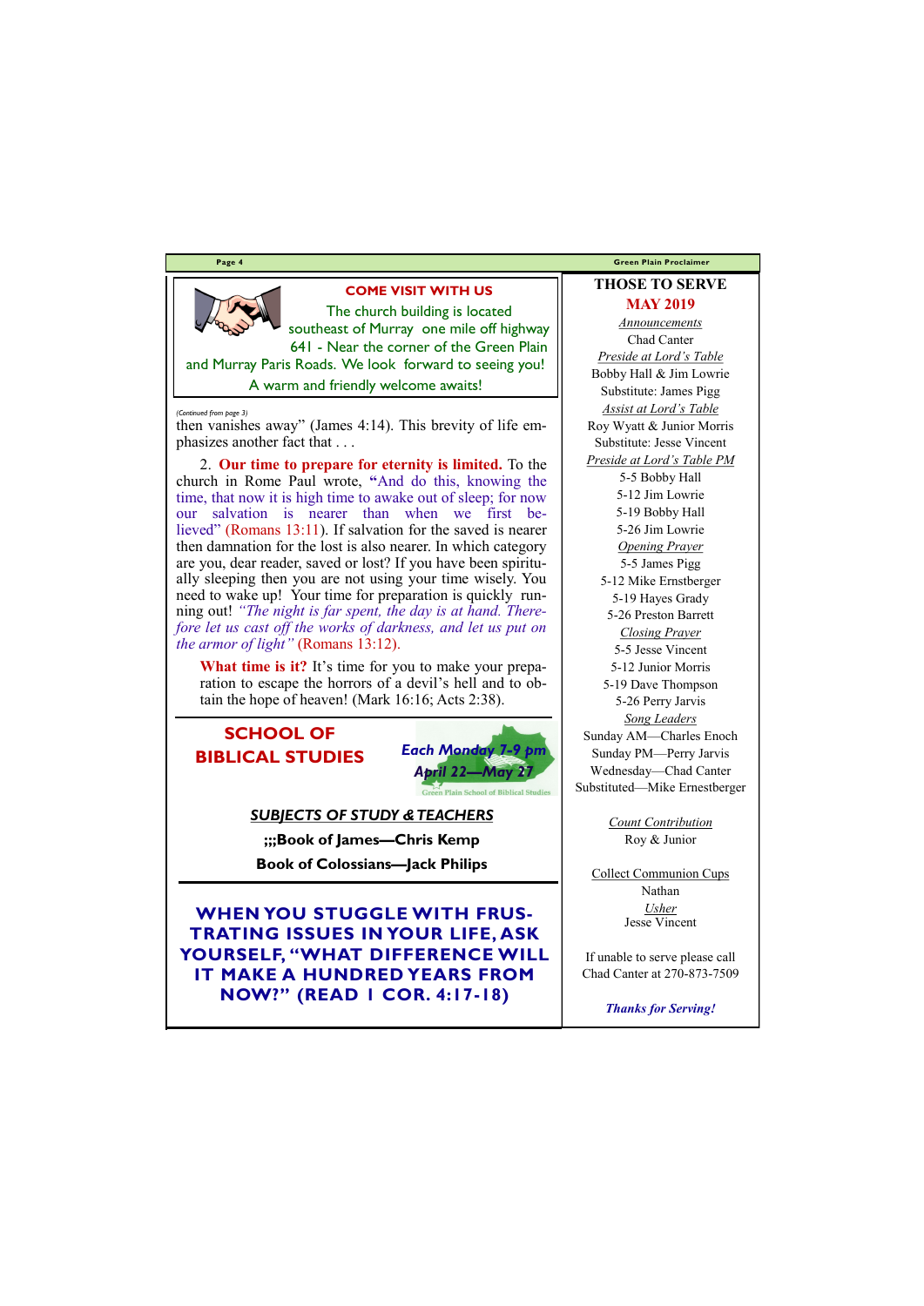## COME VISIT WITH US

The church building is located southeast of Murray one mile off highway 641 - Near the corner of the Green Plain and Murray Paris Roads. We look forward to seeing you! A warm and friendly welcome awaits!

*(Continued from page 3)*

then vanishes away" (James 4:14). This brevity of life emphasizes another fact that . . .

2. **Our time to prepare for eternity is limited.** To the church in Rome Paul wrote, **"**And do this, knowing the time, that now it is high time to awake out of sleep; for now our salvation is nearer than when we first believed" (Romans 13:11). If salvation for the saved is nearer then damnation for the lost is also nearer. In which category are you, dear reader, saved or lost? If you have been spiritually sleeping then you are not using your time wisely. You need to wake up! Your time for preparation is quickly running out! *"The night is far spent, the day is at hand. Therefore let us cast off the works of darkness, and let us put on the armor of light"* (Romans 13:12).

**What time is it?** It's time for you to make your preparation to escape the horrors of a devil's hell and to obtain the hope of heaven! (Mark 16:16; Acts 2:38).

## SCHOOL OF BIBLICAL STUDIES

***Each Monday 7-9 pm***
***April 22—May 27***

Green Plain School of Biblical Studies

***SUBJECTS OF STUDY & TEACHERS***

**;;;Book of James—Chris Kemp**

**Book of Colossians—Jack Philips**

## WHEN YOU STUGGLE WITH FRUSTRATING ISSUES IN YOUR LIFE, ASK YOURSELF, "WHAT DIFFERENCE WILL IT MAKE A HUNDRED YEARS FROM NOW?" (READ I COR. 4:17-18)

## THOSE TO SERVE
## MAY 2019

*Announcements*
Chad Canter

*Preside at Lord's Table*
Bobby Hall & Jim Lowrie
Substitute: James Pigg

*Assist at Lord's Table*
Roy Wyatt & Junior Morris
Substitute: Jesse Vincent

*Preside at Lord's Table PM*
5-5 Bobby Hall
5-12 Jim Lowrie
5-19 Bobby Hall
5-26 Jim Lowrie

*Opening Prayer*
5-5 James Pigg
5-12 Mike Ernstberger
5-19 Hayes Grady
5-26 Preston Barrett

*Closing Prayer*
5-5 Jesse Vincent
5-12 Junior Morris
5-19 Dave Thompson
5-26 Perry Jarvis

*Song Leaders*
Sunday AM—Charles Enoch
Sunday PM—Perry Jarvis
Wednesday—Chad Canter
Substituted—Mike Ernestberger

*Count Contribution*
Roy & Junior

Collect Communion Cups
Nathan

*Usher*
Jesse Vincent

If unable to serve please call Chad Canter at 270-873-7509

***Thanks for Serving!***